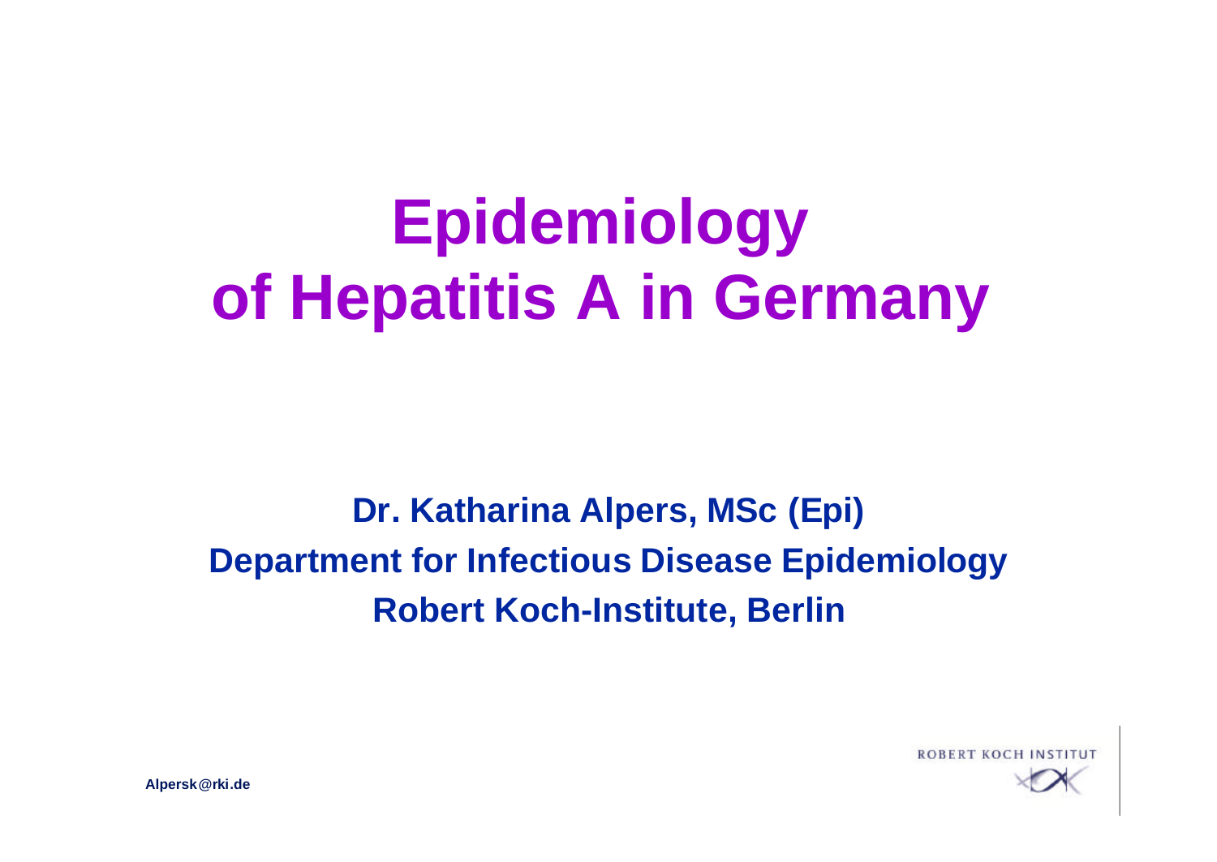# Epidemiology of Hepatitis A in Germany

**Dr. Katharina Alpers, MSc (Epi)**
**Department for Infectious Disease Epidemiology**
**Robert Koch-Institute, Berlin**

ROBERT KOCH INSTITUT

**Alpersk@rki.de**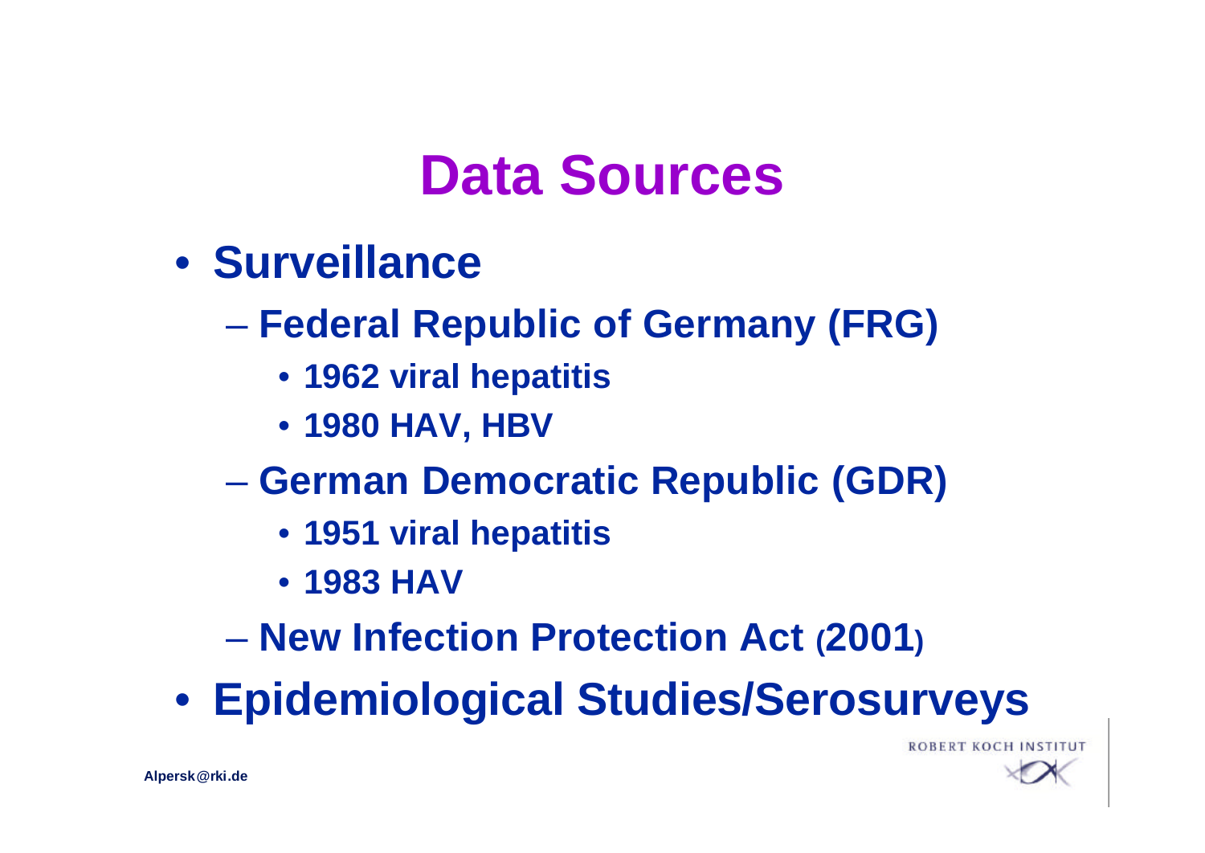# Data Sources

- **Surveillance**
  - **Federal Republic of Germany (FRG)**
    - **1962 viral hepatitis**
    - **1980 HAV, HBV**
  - **German Democratic Republic (GDR)**
    - **1951 viral hepatitis**
    - **1983 HAV**
  - **New Infection Protection Act (2001)**
- **Epidemiological Studies/Serosurveys**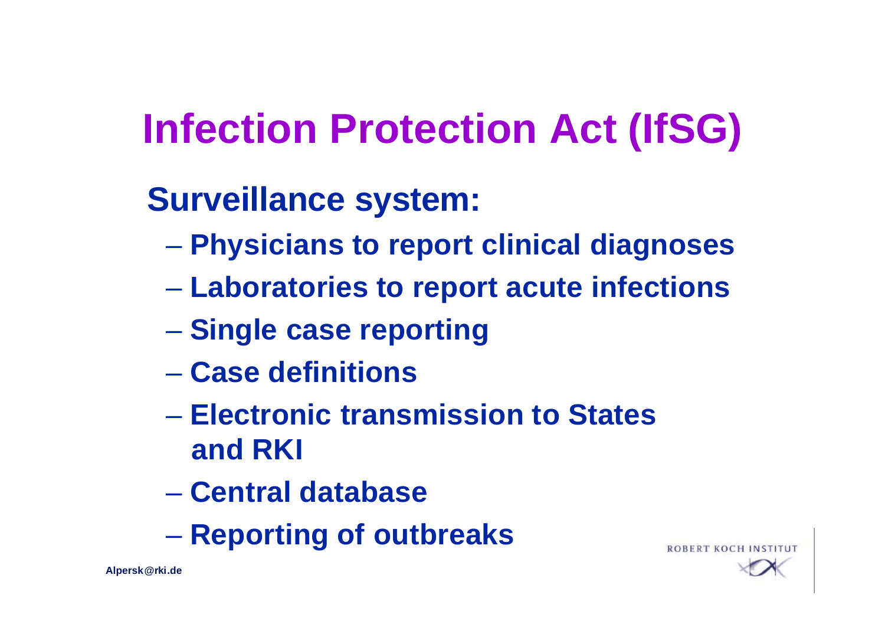# Infection Protection Act (IfSG)

## Surveillance system:

- Physicians to report clinical diagnoses
- Laboratories to report acute infections
- Single case reporting
- Case definitions
- Electronic transmission to States and RKI
- Central database
- Reporting of outbreaks

Alpersk@rki.de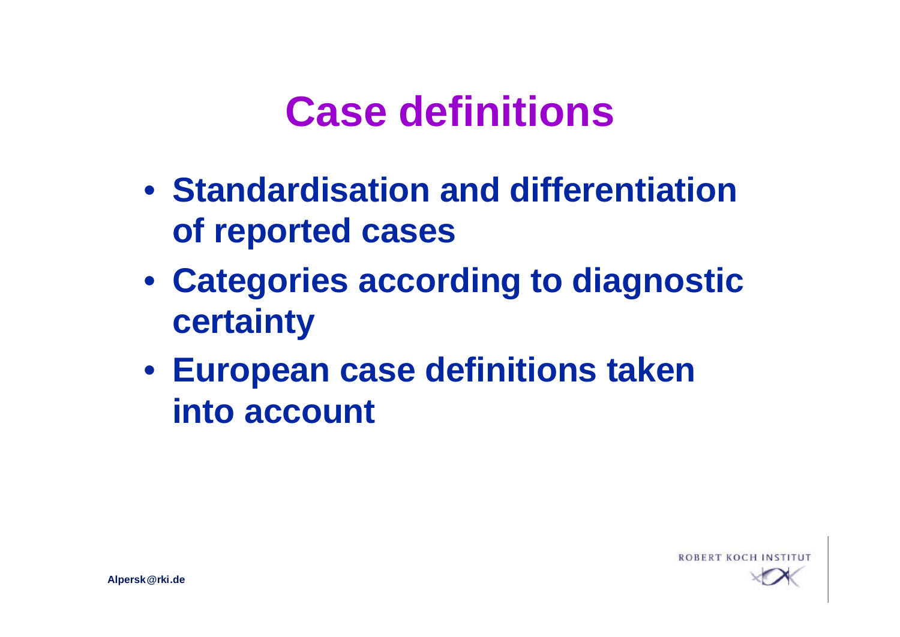# Case definitions

- **Standardisation and differentiation of reported cases**
- **Categories according to diagnostic certainty**
- **European case definitions taken into account**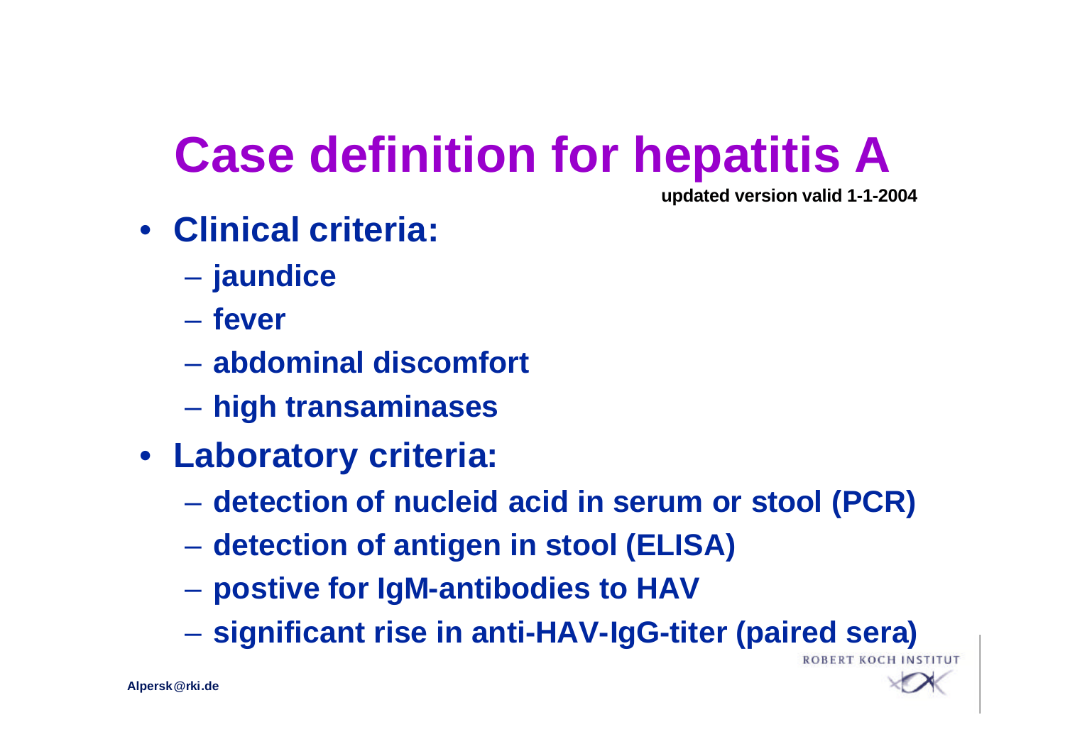# Case definition for hepatitis A

**updated version valid 1-1-2004**

- **Clinical criteria:**
  - **jaundice**
  - **fever**
  - **abdominal discomfort**
  - **high transaminases**
- **Laboratory criteria:**
  - **detection of nucleid acid in serum or stool (PCR)**
  - **detection of antigen in stool (ELISA)**
  - **postive for IgM-antibodies to HAV**
  - **significant rise in anti-HAV-IgG-titer (paired sera)**

Alpersk@rki.de

ROBERT KOCH INSTITUT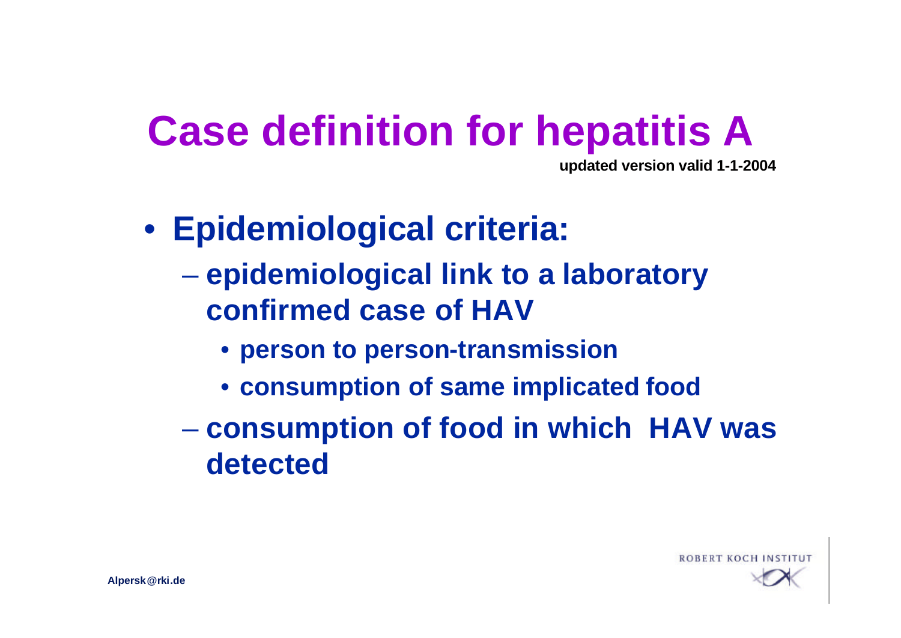# Case definition for hepatitis A

**updated version valid 1-1-2004**

- **Epidemiological criteria:**
  - **epidemiological link to a laboratory confirmed case of HAV**
    - **person to person-transmission**
    - **consumption of same implicated food**
  - **consumption of food in which HAV was detected**

Alpersk@rki.de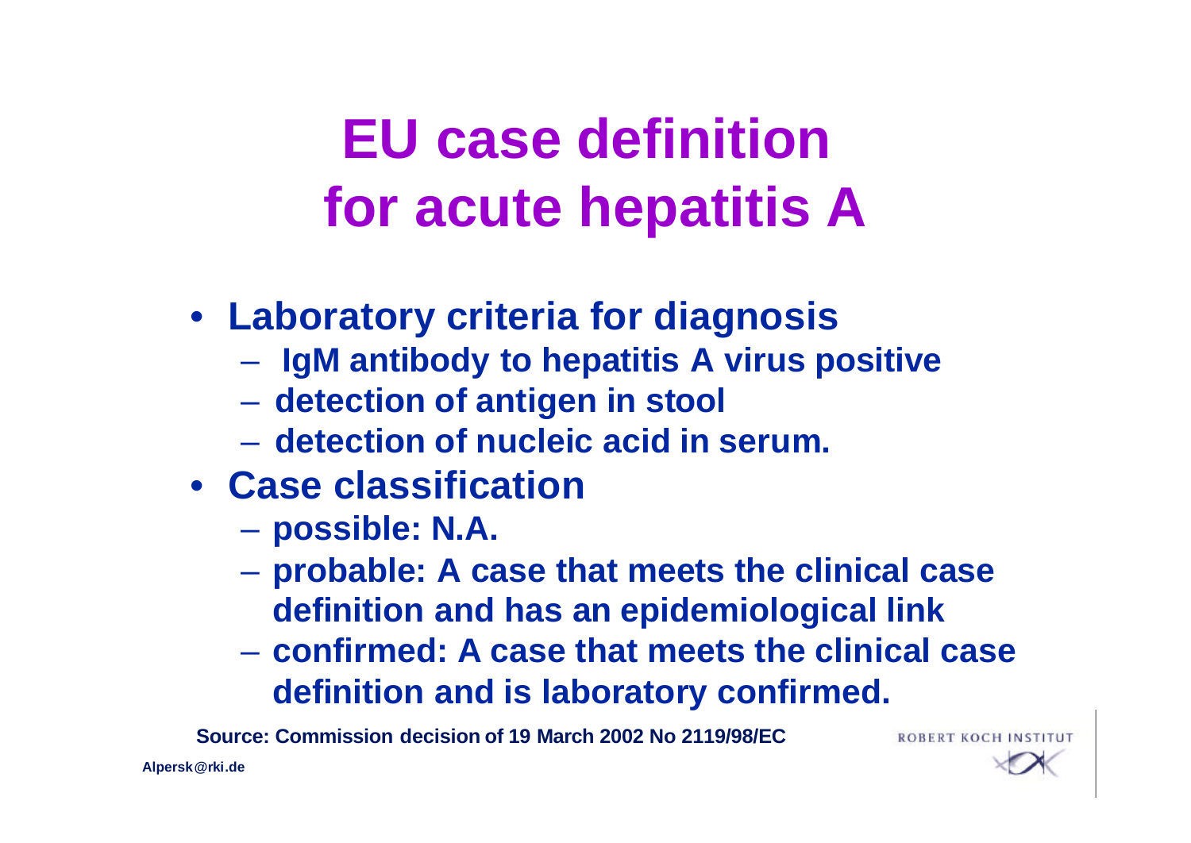# EU case definition for acute hepatitis A

- **Laboratory criteria for diagnosis**
  - IgM antibody to hepatitis A virus positive
  - detection of antigen in stool
  - detection of nucleic acid in serum.
- **Case classification**
  - possible: N.A.
  - probable: A case that meets the clinical case definition and has an epidemiological link
  - confirmed: A case that meets the clinical case definition and is laboratory confirmed.

Source: Commission decision of 19 March 2002 No 2119/98/EC

Alpersk@rki.de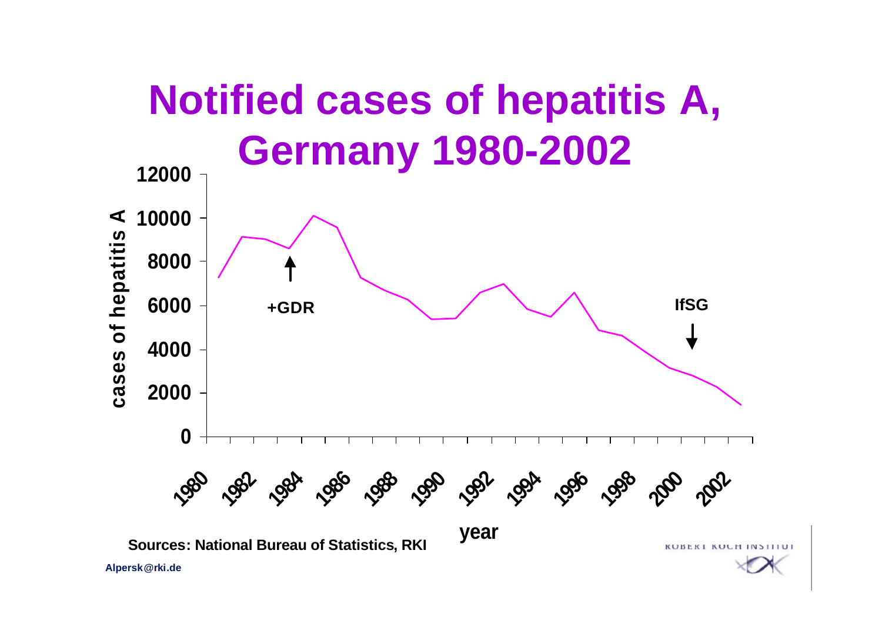# Notified cases of hepatitis A, Germany 1980-2002

cases of hepatitis A

12000
10000
8000
6000
4000
2000
0

+GDR

IfSG

1980 1982 1984 1986 1988 1990 1992 1994 1996 1998 2000 2002

year

Sources: National Bureau of Statistics, RKI

Alpersk@rki.de

ROBERT KOCH INSTITUT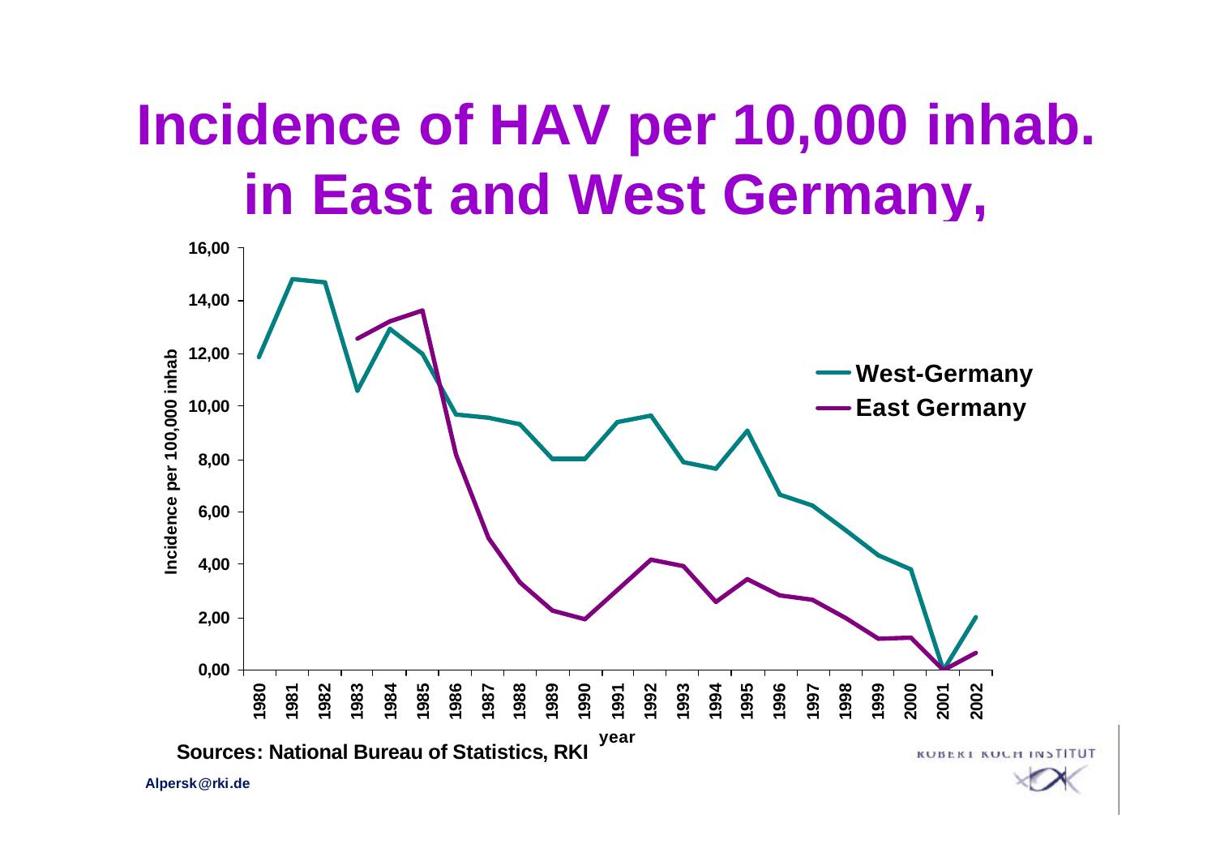# Incidence of HAV per 10,000 inhab. in East and West Germany,

Sources: National Bureau of Statistics, RKI

Alpersk@rki.de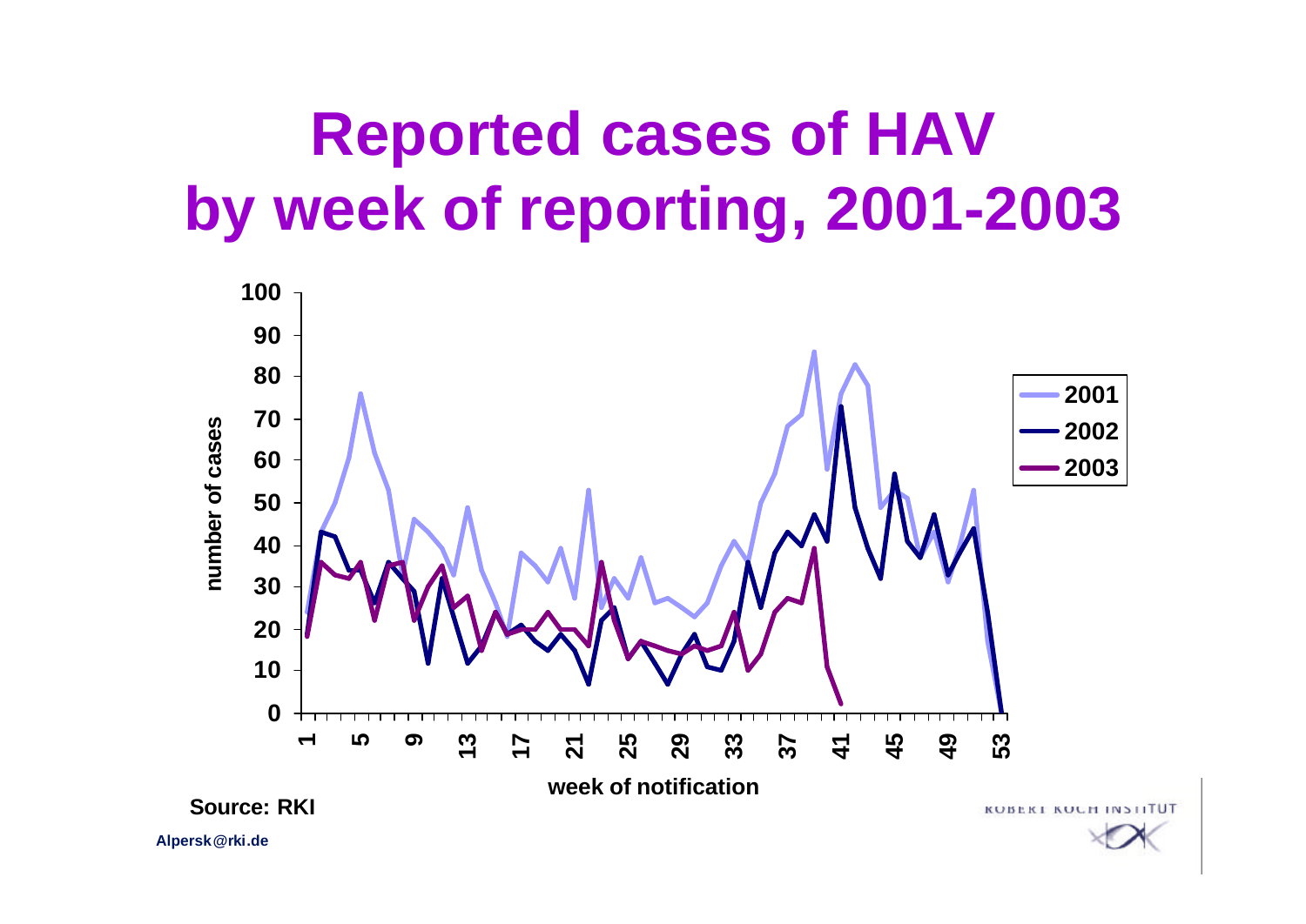# Reported cases of HAV by week of reporting, 2001-2003

number of cases

100
90
80
70
60
50
40
30
20
10
0

1 5 9 13 17 21 25 29 33 37 41 45 49 53

week of notification

2001
2002
2003

Source: RKI

Alpersk@rki.de

ROBERT KOCH INSTITUT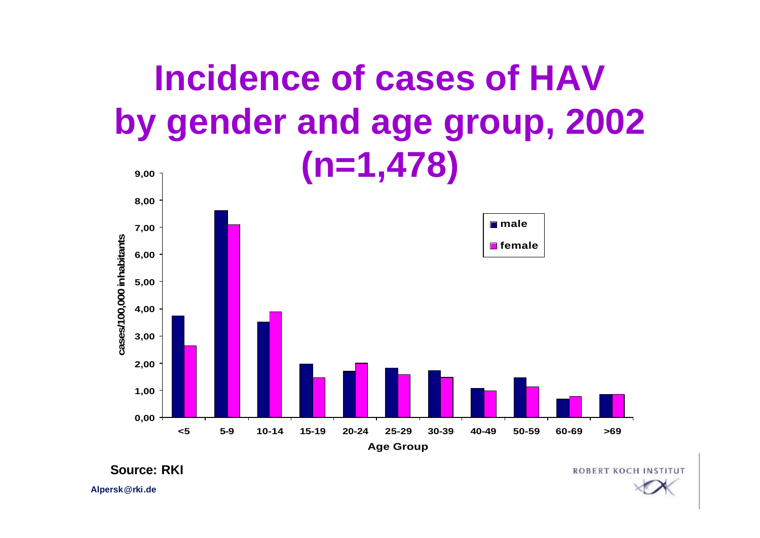# Incidence of cases of HAV by gender and age group, 2002 (n=1,478)

cases/100,000 inhabitants

| Age Group | male | female |
|---|---|---|
| <5 | | |
| 5-9 | | |
| 10-14 | | |
| 15-19 | | |
| 20-24 | | |
| 25-29 | | |
| 30-39 | | |
| 40-49 | | |
| 50-59 | | |
| 60-69 | | |
| >69 | | |

Source: RKI

Alpersk@rki.de

ROBERT KOCH INSTITUT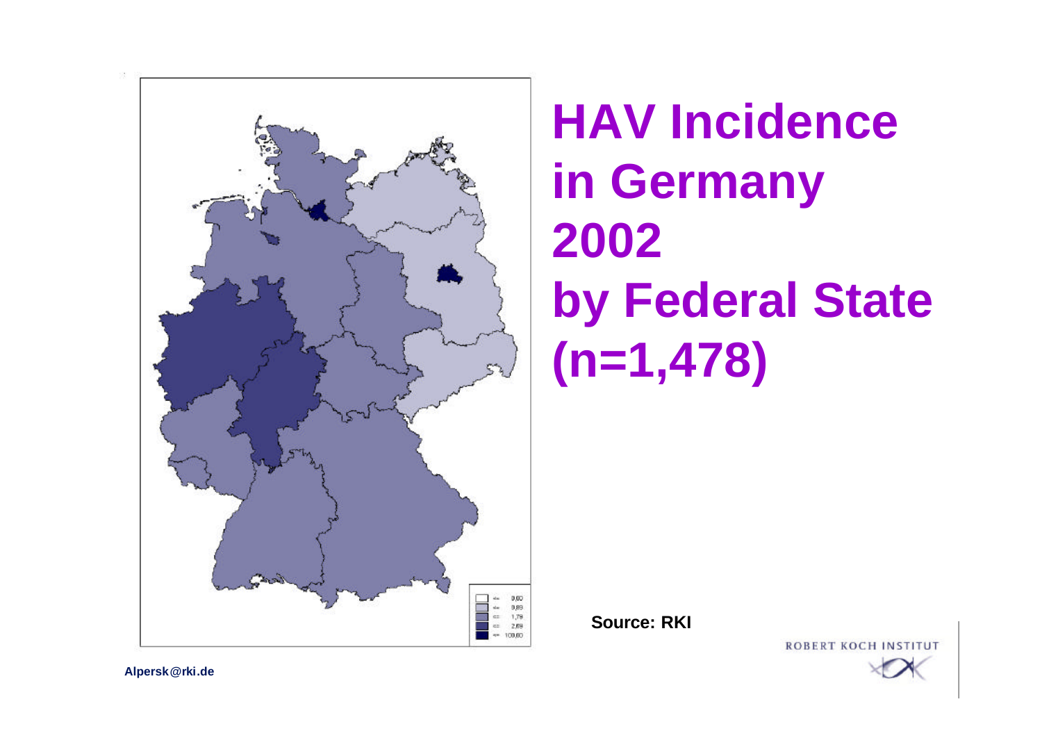# HAV Incidence in Germany 2002 by Federal State (n=1,478)

Source: RKI

ROBERT KOCH INSTITUT

Alpersk@rki.de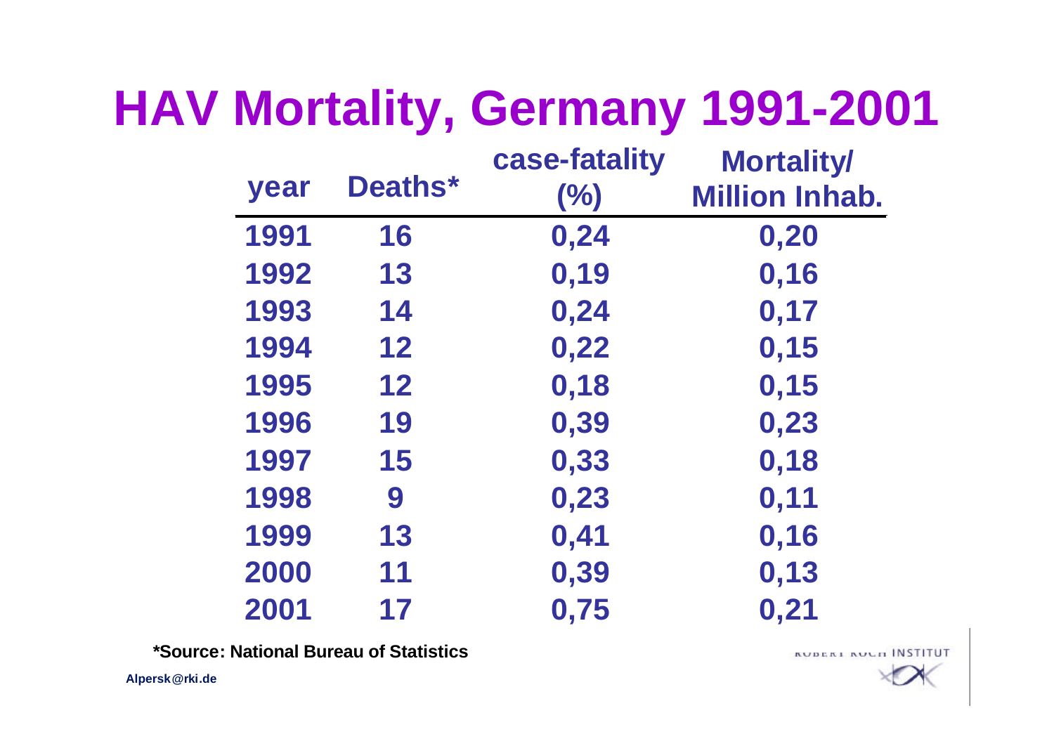# HAV Mortality, Germany 1991-2001

| year | Deaths* | case-fatality (%) | Mortality/ Million Inhab. |
|---|---|---|---|
| 1991 | 16 | 0,24 | 0,20 |
| 1992 | 13 | 0,19 | 0,16 |
| 1993 | 14 | 0,24 | 0,17 |
| 1994 | 12 | 0,22 | 0,15 |
| 1995 | 12 | 0,18 | 0,15 |
| 1996 | 19 | 0,39 | 0,23 |
| 1997 | 15 | 0,33 | 0,18 |
| 1998 | 9 | 0,23 | 0,11 |
| 1999 | 13 | 0,41 | 0,16 |
| 2000 | 11 | 0,39 | 0,13 |
| 2001 | 17 | 0,75 | 0,21 |

**\*Source: National Bureau of Statistics**

Alpersk@rki.de

ROBERT KOCH INSTITUT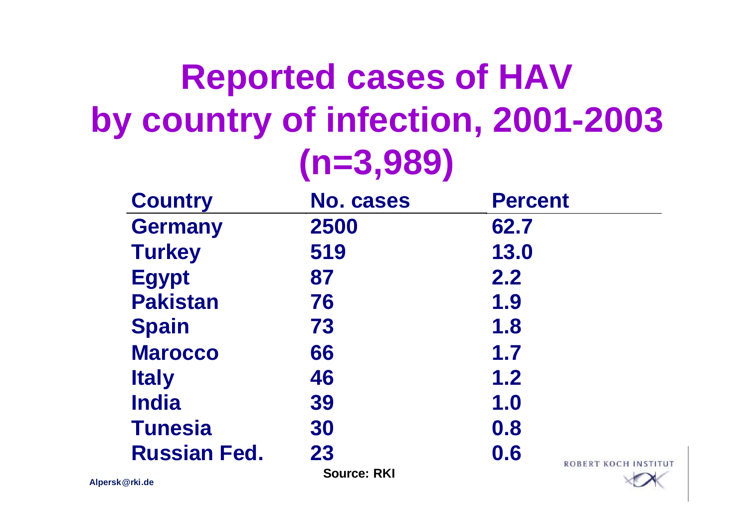# Reported cases of HAV by country of infection, 2001-2003 (n=3,989)

| Country | No. cases | Percent |
|---|---|---|
| Germany | 2500 | 62.7 |
| Turkey | 519 | 13.0 |
| Egypt | 87 | 2.2 |
| Pakistan | 76 | 1.9 |
| Spain | 73 | 1.8 |
| Marocco | 66 | 1.7 |
| Italy | 46 | 1.2 |
| India | 39 | 1.0 |
| Tunesia | 30 | 0.8 |
| Russian Fed. | 23 | 0.6 |

Source: RKI

Alpersk@rki.de

ROBERT KOCH INSTITUT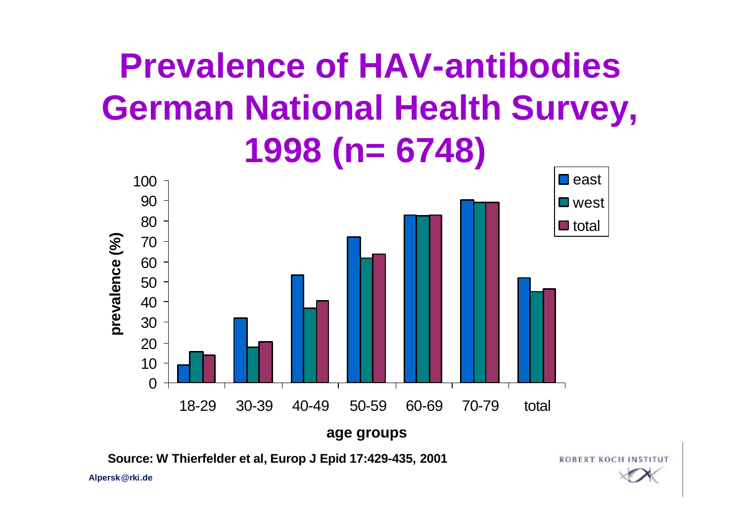# Prevalence of HAV-antibodies German National Health Survey, 1998 (n= 6748)

prevalence (%)

100
90
80
70
60
50
40
30
20
10
0

east
west
total

18-29 30-39 40-49 50-59 60-69 70-79 total

age groups

**Source: W Thierfelder et al, Europ J Epid 17:429-435, 2001**

ROBERT KOCH INSTITUT

Alpersk@rki.de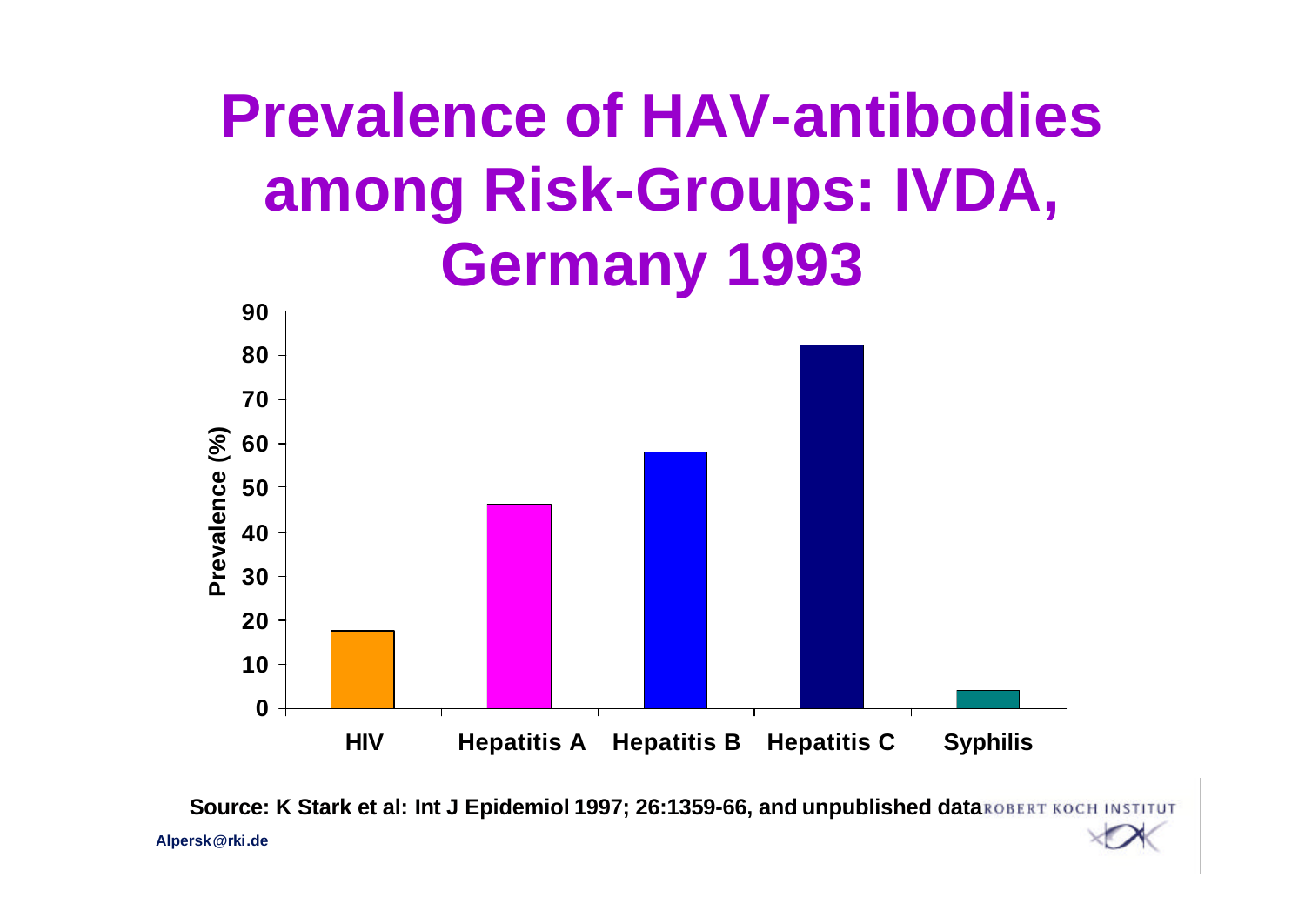# Prevalence of HAV-antibodies among Risk-Groups: IVDA, Germany 1993

| | Prevalence (%) |
|---|---|
| HIV | ~18 |
| Hepatitis A | ~46 |
| Hepatitis B | ~58 |
| Hepatitis C | ~82 |
| Syphilis | ~4 |

Source: K Stark et al: Int J Epidemiol 1997; 26:1359-66, and unpublished data

ROBERT KOCH INSTITUT

Alpersk@rki.de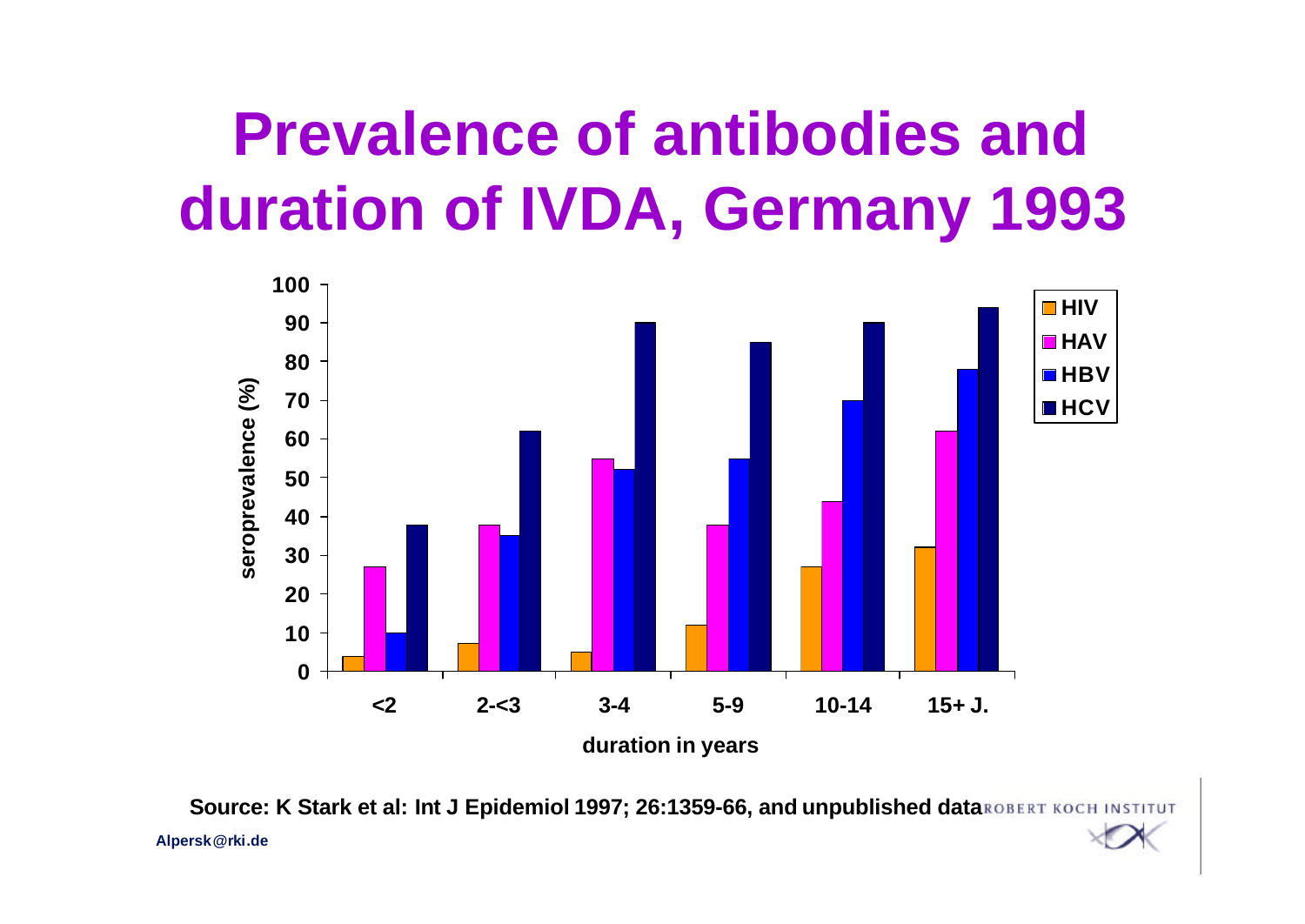# Prevalence of antibodies and duration of IVDA, Germany 1993

| duration in years | HIV | HAV | HBV | HCV |
|---|---|---|---|---|
| <2 | 4 | 27 | 10 | 38 |
| 2-<3 | 7 | 38 | 35 | 62 |
| 3-4 | 5 | 55 | 52 | 90 |
| 5-9 | 12 | 38 | 55 | 85 |
| 10-14 | 27 | 44 | 70 | 90 |
| 15+ J. | 32 | 62 | 78 | 94 |

seroprevalence (%)

Source: K Stark et al: Int J Epidemiol 1997; 26:1359-66, and unpublished data

Alpersk@rki.de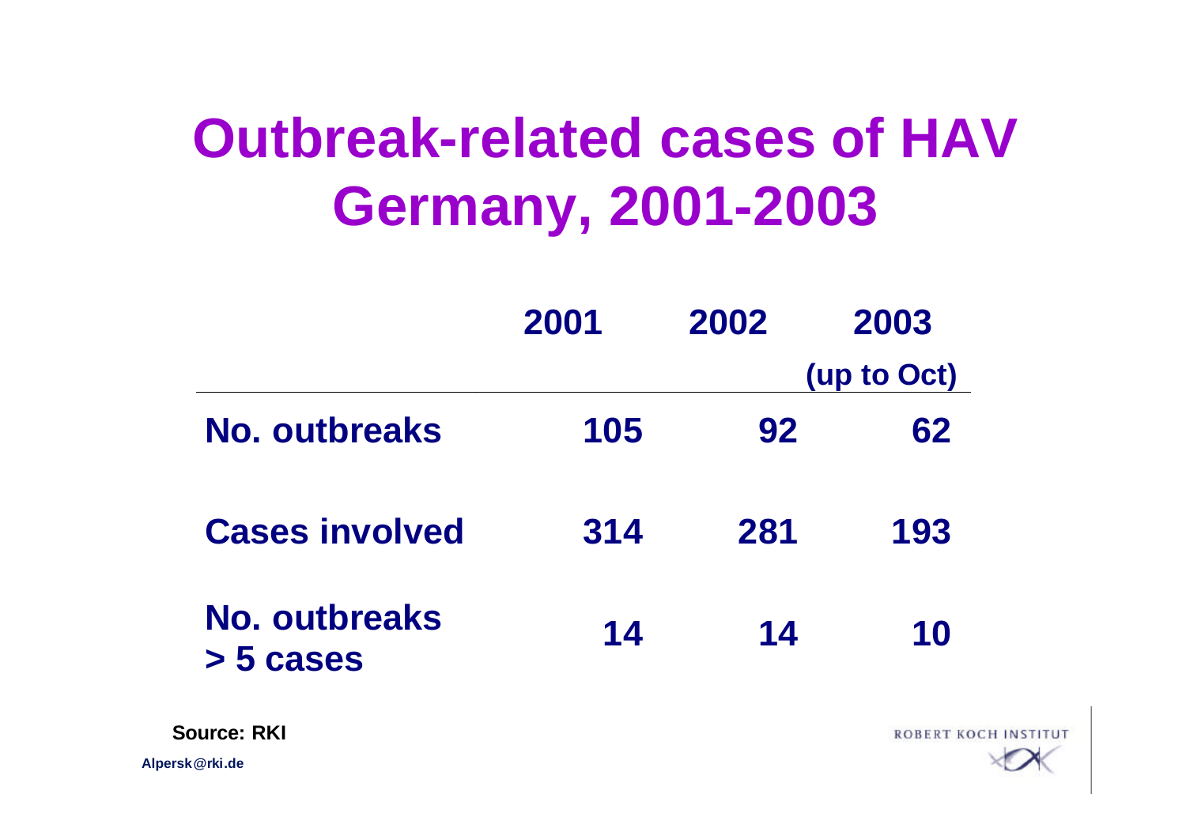# Outbreak-related cases of HAV Germany, 2001-2003

| | 2001 | 2002 | 2003 (up to Oct) |
|---|---|---|---|
| **No. outbreaks** | 105 | 92 | 62 |
| **Cases involved** | 314 | 281 | 193 |
| **No. outbreaks > 5 cases** | 14 | 14 | 10 |

**Source: RKI**

Alpersk@rki.de

ROBERT KOCH INSTITUT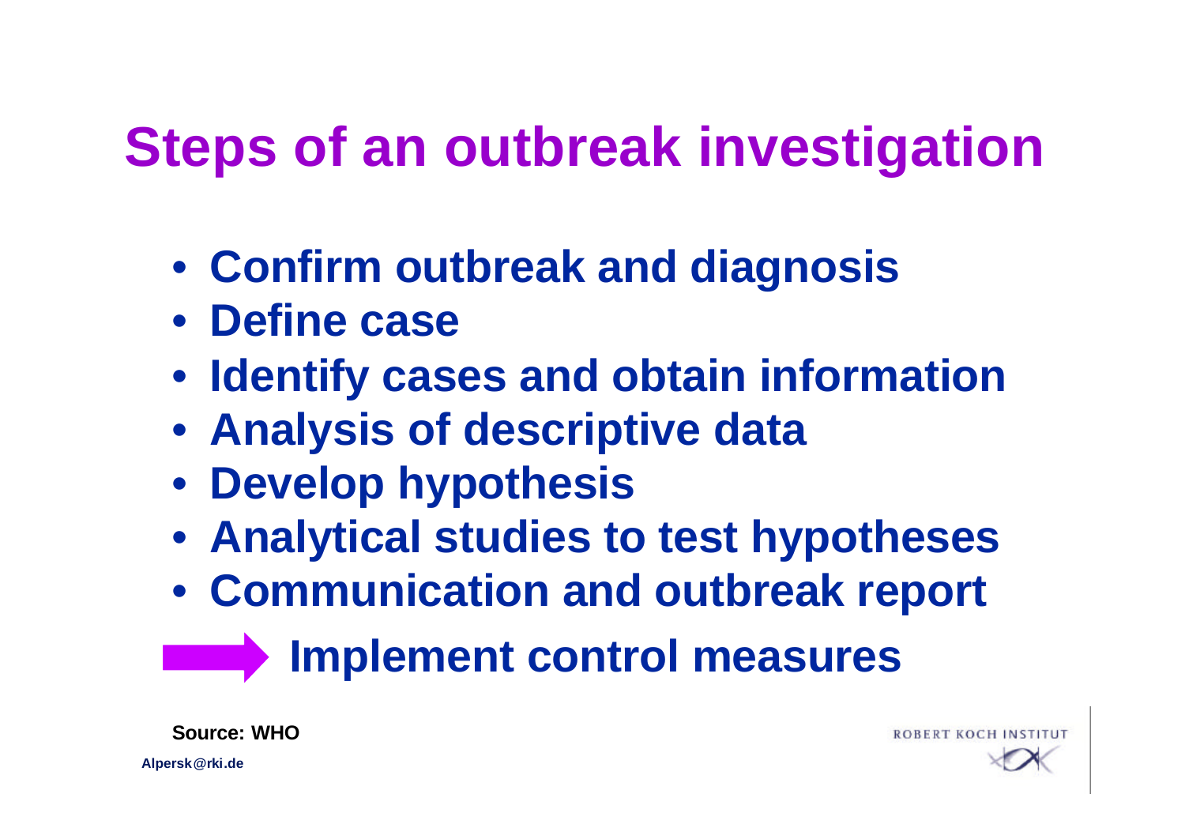# Steps of an outbreak investigation

- **Confirm outbreak and diagnosis**
- **Define case**
- **Identify cases and obtain information**
- **Analysis of descriptive data**
- **Develop hypothesis**
- **Analytical studies to test hypotheses**
- **Communication and outbreak report**

➡ **Implement control measures**

**Source: WHO**

**Alpersk@rki.de**

ROBERT KOCH INSTITUT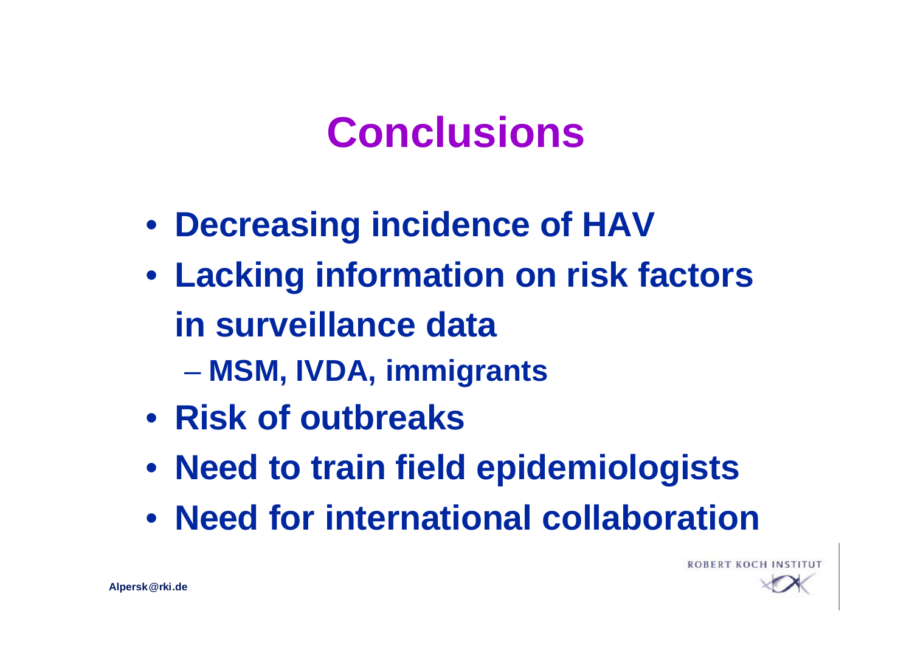# Conclusions

- Decreasing incidence of HAV
- Lacking information on risk factors in surveillance data
  - MSM, IVDA, immigrants
- Risk of outbreaks
- Need to train field epidemiologists
- Need for international collaboration

Alpersk@rki.de

ROBERT KOCH INSTITUT